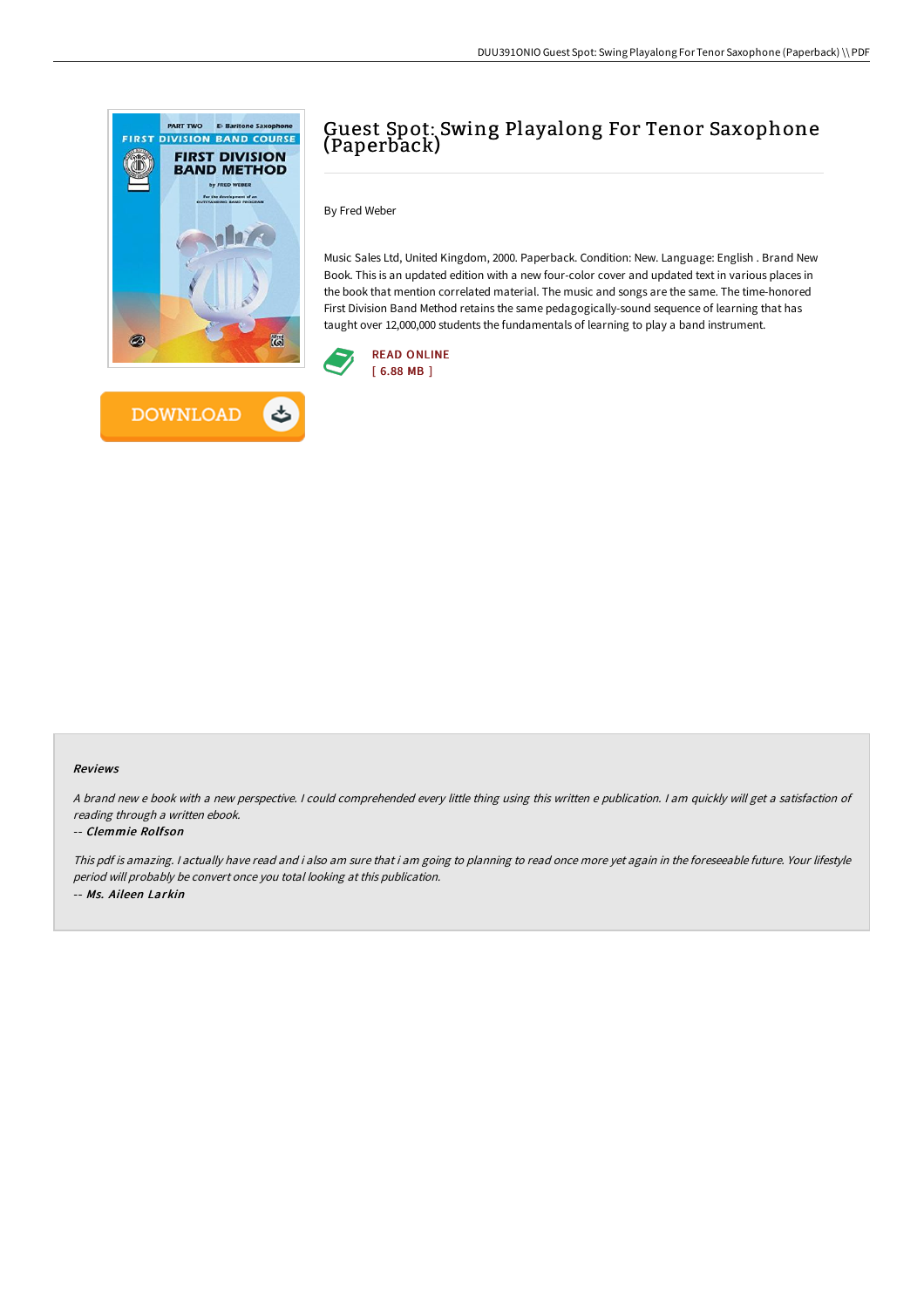# Guest Spot: Swing Playalong For Tenor Saxophone (Paperback)

By Fred Weber

Music Sales Ltd, United Kingdom, 2000. Paperback. Condition: New. Language: English . Brand New Book. This is an updated edition with a new four-color cover and updated text in various places in the book that mention correlated material. The music and songs are the same. The time-honored First Division Band Method retains the same pedagogically-sound sequence of learning that has taught over 12,000,000 students the fundamentals of learning to play a band instrument.

READ ONLINE
[ 6.88 MB ]

DOWNLOAD

#### Reviews

*A brand new e book with a new perspective. I could comprehended every little thing using this written e publication. I am quickly will get a satisfaction of reading through a written ebook.*

-- *Clemmie Rolfson*

*This pdf is amazing. I actually have read and i also am sure that i am going to planning to read once more yet again in the foreseeable future. Your lifestyle period will probably be convert once you total looking at this publication.*

-- *Ms. Aileen Larkin*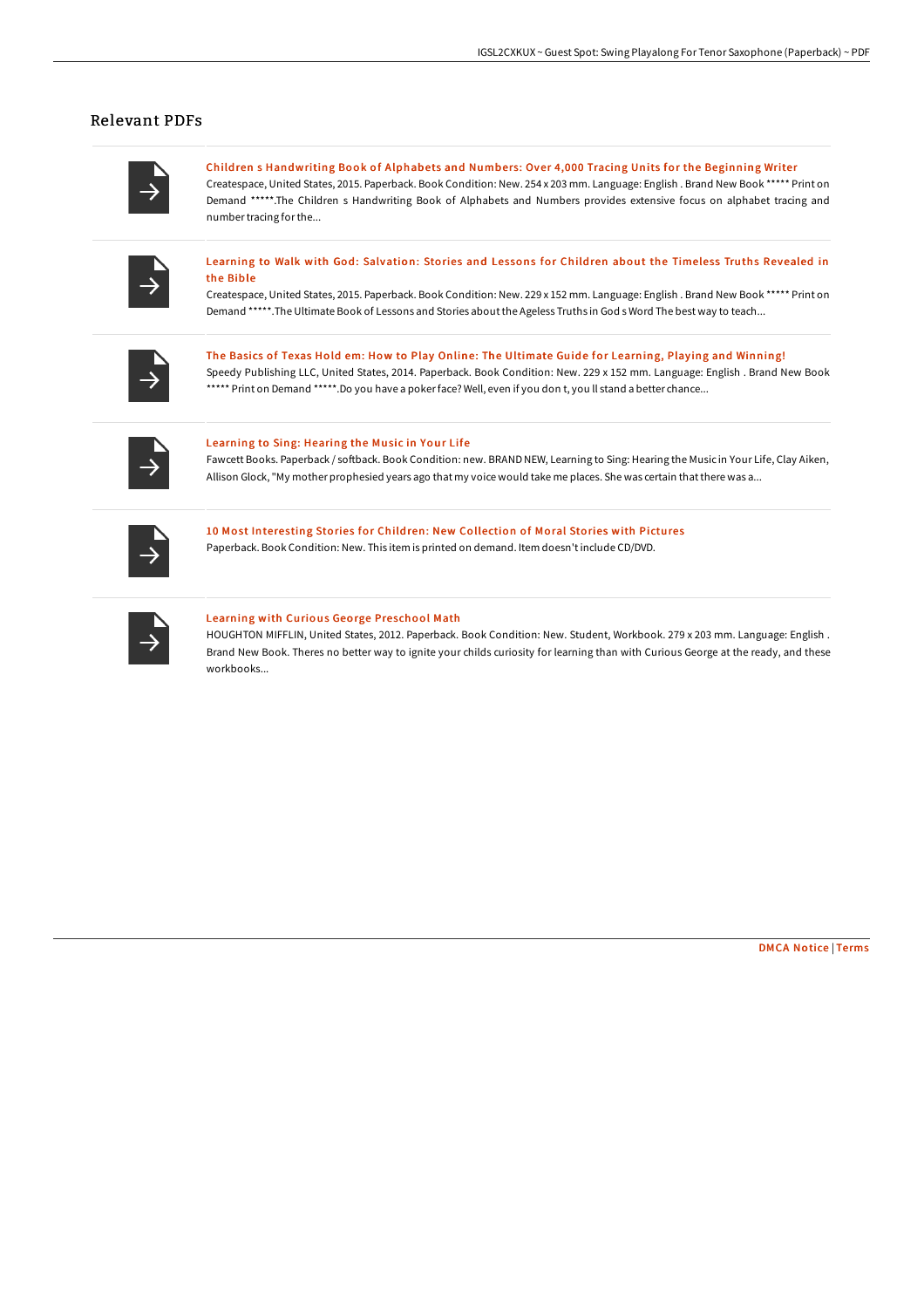## Relevant PDFs

**Children s Handwriting Book of Alphabets and Numbers: Over 4,000 Tracing Units for the Beginning Writer**
Createspace, United States, 2015. Paperback. Book Condition: New. 254 x 203 mm. Language: English . Brand New Book ***** Print on Demand *****.The Children s Handwriting Book of Alphabets and Numbers provides extensive focus on alphabet tracing and number tracing for the...

**Learning to Walk with God: Salvation: Stories and Lessons for Children about the Timeless Truths Revealed in the Bible**
Createspace, United States, 2015. Paperback. Book Condition: New. 229 x 152 mm. Language: English . Brand New Book ***** Print on Demand *****.The Ultimate Book of Lessons and Stories about the Ageless Truths in God s Word The best way to teach...

**The Basics of Texas Hold em: How to Play Online: The Ultimate Guide for Learning, Playing and Winning!**
Speedy Publishing LLC, United States, 2014. Paperback. Book Condition: New. 229 x 152 mm. Language: English . Brand New Book ***** Print on Demand *****.Do you have a poker face? Well, even if you don t, you ll stand a better chance...

**Learning to Sing: Hearing the Music in Your Life**
Fawcett Books. Paperback / softback. Book Condition: new. BRAND NEW, Learning to Sing: Hearing the Music in Your Life, Clay Aiken, Allison Glock, "My mother prophesied years ago that my voice would take me places. She was certain that there was a...

**10 Most Interesting Stories for Children: New Collection of Moral Stories with Pictures**
Paperback. Book Condition: New. This item is printed on demand. Item doesn't include CD/DVD.

**Learning with Curious George Preschool Math**
HOUGHTON MIFFLIN, United States, 2012. Paperback. Book Condition: New. Student, Workbook. 279 x 203 mm. Language: English . Brand New Book. Theres no better way to ignite your childs curiosity for learning than with Curious George at the ready, and these workbooks...